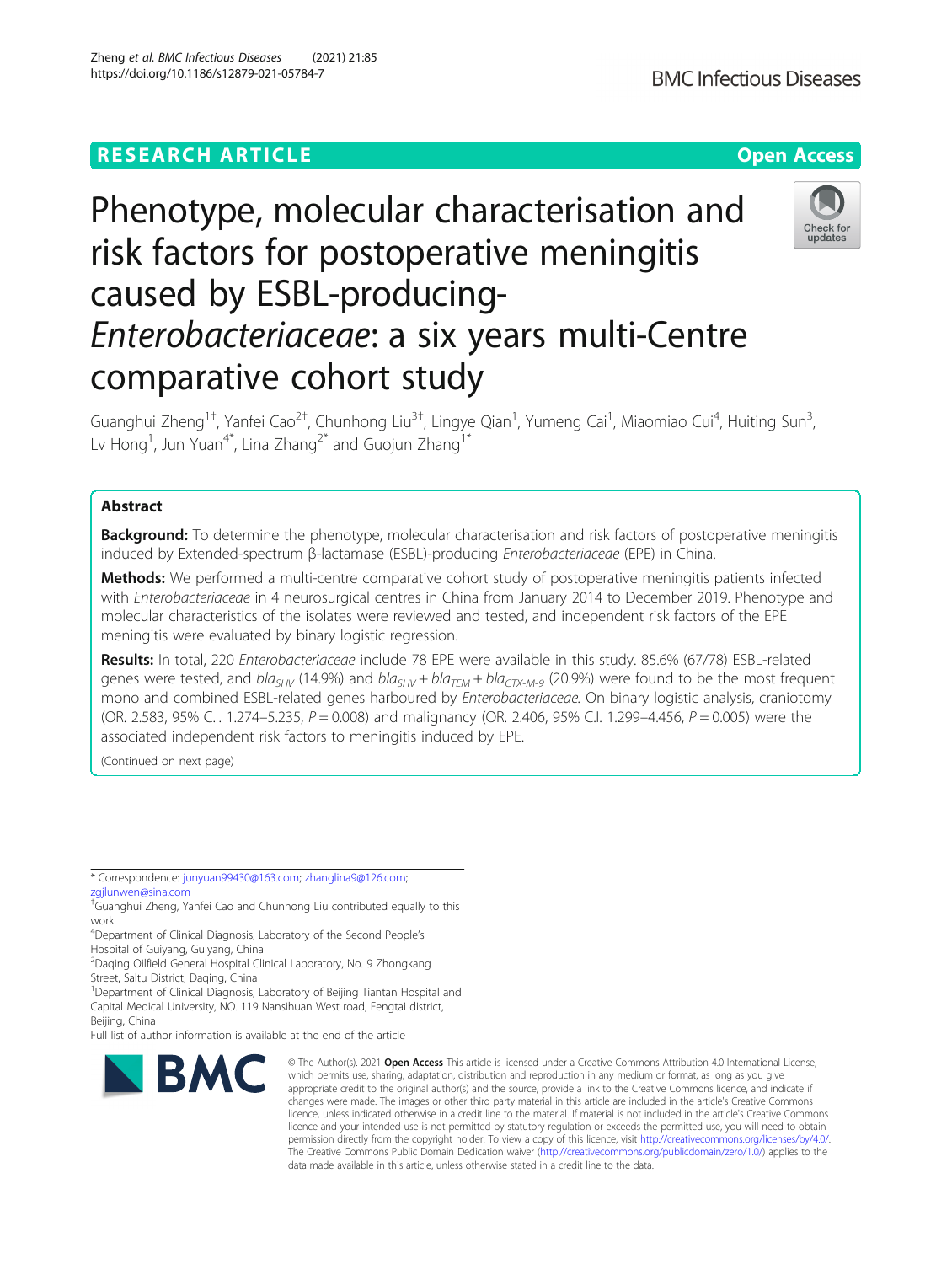# RESEARCH ARTICLE

Open Access

# Phenotype, molecular characterisation and risk factors for postoperative meningitis caused by ESBL-producing-*Enterobacteriaceae*: a six years multi-Centre comparative cohort study

Guanghui Zheng[1†], Yanfei Cao[2†], Chunhong Liu[3†], Lingye Qian[1], Yumeng Cai[1], Miaomiao Cui[4], Huiting Sun[3], Lv Hong[1], Jun Yuan[4*], Lina Zhang[2*] and Guojun Zhang[1*]

## Abstract

**Background:** To determine the phenotype, molecular characterisation and risk factors of postoperative meningitis induced by Extended-spectrum β-lactamase (ESBL)-producing *Enterobacteriaceae* (EPE) in China.

**Methods:** We performed a multi-centre comparative cohort study of postoperative meningitis patients infected with *Enterobacteriaceae* in 4 neurosurgical centres in China from January 2014 to December 2019. Phenotype and molecular characteristics of the isolates were reviewed and tested, and independent risk factors of the EPE meningitis were evaluated by binary logistic regression.

**Results:** In total, 220 *Enterobacteriaceae* include 78 EPE were available in this study. 85.6% (67/78) ESBL-related genes were tested, and $bla_{SHV}$ (14.9%) and $bla_{SHV}+bla_{TEM}+bla_{CTX\text{-}M\text{-}9}$ (20.9%) were found to be the most frequent mono and combined ESBL-related genes harboured by *Enterobacteriaceae*. On binary logistic analysis, craniotomy (OR. 2.583, 95% C.I. 1.274–5.235, $P = 0.008$) and malignancy (OR. 2.406, 95% C.I. 1.299–4.456, $P = 0.005$) were the associated independent risk factors to meningitis induced by EPE.

(Continued on next page)

\* Correspondence: junyuan99430@163.com; zhanglina9@126.com; zgjlunwen@sina.com

†Guanghui Zheng, Yanfei Cao and Chunhong Liu contributed equally to this work.

[4]Department of Clinical Diagnosis, Laboratory of the Second People's Hospital of Guiyang, Guiyang, China

[2]Daqing Oilfield General Hospital Clinical Laboratory, No. 9 Zhongkang Street, Saltu District, Daqing, China

[1]Department of Clinical Diagnosis, Laboratory of Beijing Tiantan Hospital and Capital Medical University, NO. 119 Nansihuan West road, Fengtai district, Beijing, China

Full list of author information is available at the end of the article

© The Author(s). 2021 **Open Access** This article is licensed under a Creative Commons Attribution 4.0 International License, which permits use, sharing, adaptation, distribution and reproduction in any medium or format, as long as you give appropriate credit to the original author(s) and the source, provide a link to the Creative Commons licence, and indicate if changes were made. The images or other third party material in this article are included in the article's Creative Commons licence, unless indicated otherwise in a credit line to the material. If material is not included in the article's Creative Commons licence and your intended use is not permitted by statutory regulation or exceeds the permitted use, you will need to obtain permission directly from the copyright holder. To view a copy of this licence, visit http://creativecommons.org/licenses/by/4.0/. The Creative Commons Public Domain Dedication waiver (http://creativecommons.org/publicdomain/zero/1.0/) applies to the data made available in this article, unless otherwise stated in a credit line to the data.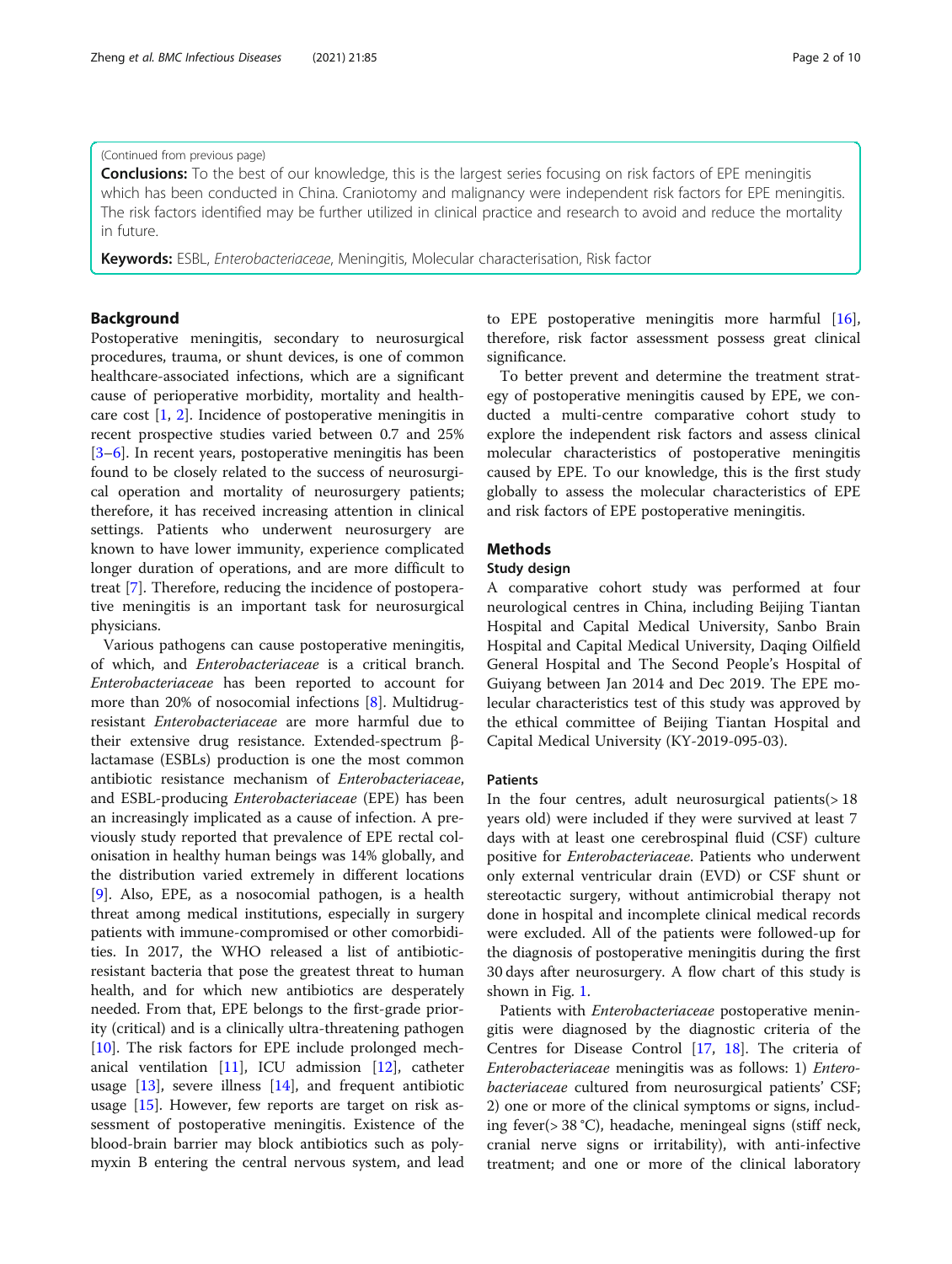(Continued from previous page)

**Conclusions:** To the best of our knowledge, this is the largest series focusing on risk factors of EPE meningitis which has been conducted in China. Craniotomy and malignancy were independent risk factors for EPE meningitis. The risk factors identified may be further utilized in clinical practice and research to avoid and reduce the mortality in future.

**Keywords:** ESBL, *Enterobacteriaceae*, Meningitis, Molecular characterisation, Risk factor

## Background

Postoperative meningitis, secondary to neurosurgical procedures, trauma, or shunt devices, is one of common healthcare-associated infections, which are a significant cause of perioperative morbidity, mortality and healthcare cost [1, 2]. Incidence of postoperative meningitis in recent prospective studies varied between 0.7 and 25% [3–6]. In recent years, postoperative meningitis has been found to be closely related to the success of neurosurgical operation and mortality of neurosurgery patients; therefore, it has received increasing attention in clinical settings. Patients who underwent neurosurgery are known to have lower immunity, experience complicated longer duration of operations, and are more difficult to treat [7]. Therefore, reducing the incidence of postoperative meningitis is an important task for neurosurgical physicians.

Various pathogens can cause postoperative meningitis, of which, and *Enterobacteriaceae* is a critical branch. *Enterobacteriaceae* has been reported to account for more than 20% of nosocomial infections [8]. Multidrug-resistant *Enterobacteriaceae* are more harmful due to their extensive drug resistance. Extended-spectrum β-lactamase (ESBLs) production is one the most common antibiotic resistance mechanism of *Enterobacteriaceae*, and ESBL-producing *Enterobacteriaceae* (EPE) has been an increasingly implicated as a cause of infection. A previously study reported that prevalence of EPE rectal colonisation in healthy human beings was 14% globally, and the distribution varied extremely in different locations [9]. Also, EPE, as a nosocomial pathogen, is a health threat among medical institutions, especially in surgery patients with immune-compromised or other comorbidities. In 2017, the WHO released a list of antibiotic-resistant bacteria that pose the greatest threat to human health, and for which new antibiotics are desperately needed. From that, EPE belongs to the first-grade priority (critical) and is a clinically ultra-threatening pathogen [10]. The risk factors for EPE include prolonged mechanical ventilation [11], ICU admission [12], catheter usage [13], severe illness [14], and frequent antibiotic usage [15]. However, few reports are target on risk assessment of postoperative meningitis. Existence of the blood-brain barrier may block antibiotics such as polymyxin B entering the central nervous system, and lead to EPE postoperative meningitis more harmful [16], therefore, risk factor assessment possess great clinical significance.

To better prevent and determine the treatment strategy of postoperative meningitis caused by EPE, we conducted a multi-centre comparative cohort study to explore the independent risk factors and assess clinical molecular characteristics of postoperative meningitis caused by EPE. To our knowledge, this is the first study globally to assess the molecular characteristics of EPE and risk factors of EPE postoperative meningitis.

## Methods

### Study design

A comparative cohort study was performed at four neurological centres in China, including Beijing Tiantan Hospital and Capital Medical University, Sanbo Brain Hospital and Capital Medical University, Daqing Oilfield General Hospital and The Second People's Hospital of Guiyang between Jan 2014 and Dec 2019. The EPE molecular characteristics test of this study was approved by the ethical committee of Beijing Tiantan Hospital and Capital Medical University (KY-2019-095-03).

### Patients

In the four centres, adult neurosurgical patients(> 18 years old) were included if they were survived at least 7 days with at least one cerebrospinal fluid (CSF) culture positive for *Enterobacteriaceae*. Patients who underwent only external ventricular drain (EVD) or CSF shunt or stereotactic surgery, without antimicrobial therapy not done in hospital and incomplete clinical medical records were excluded. All of the patients were followed-up for the diagnosis of postoperative meningitis during the first 30 days after neurosurgery. A flow chart of this study is shown in Fig. 1.

Patients with *Enterobacteriaceae* postoperative meningitis were diagnosed by the diagnostic criteria of the Centres for Disease Control [17, 18]. The criteria of *Enterobacteriaceae* meningitis was as follows: 1) *Enterobacteriaceae* cultured from neurosurgical patients' CSF; 2) one or more of the clinical symptoms or signs, including fever(> 38 °C), headache, meningeal signs (stiff neck, cranial nerve signs or irritability), with anti-infective treatment; and one or more of the clinical laboratory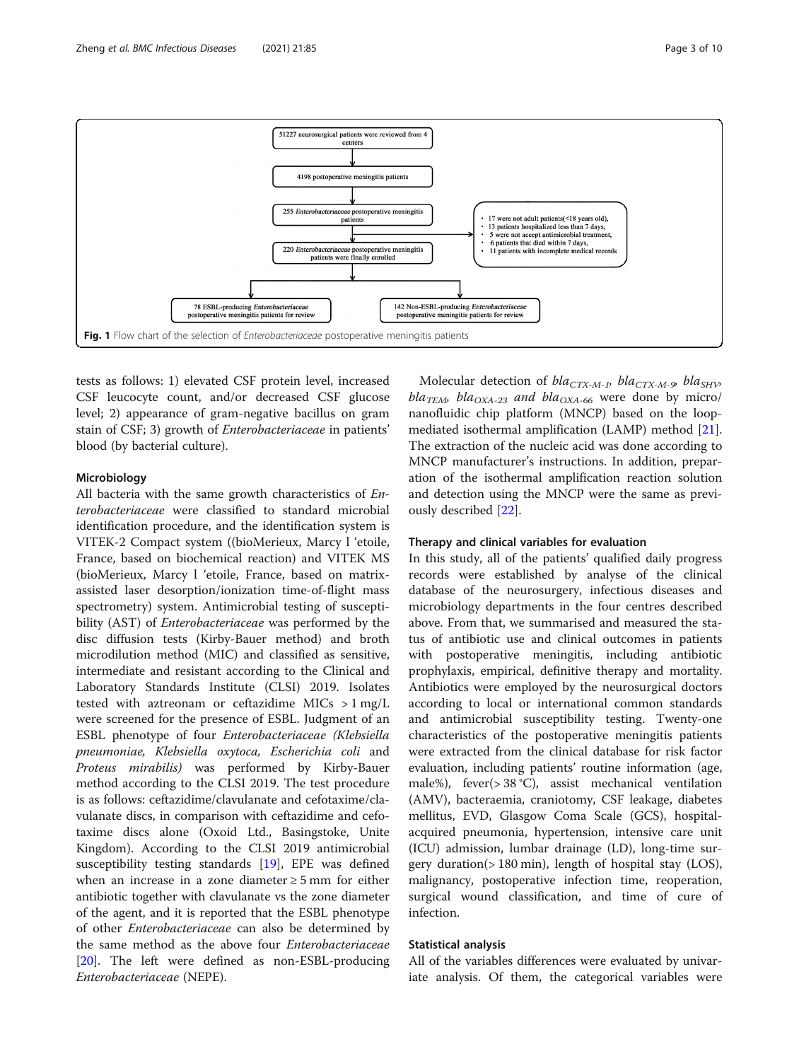Fig. 1 Flow chart of the selection of *Enterobacteriaceae* postoperative meningitis patients

tests as follows: 1) elevated CSF protein level, increased CSF leucocyte count, and/or decreased CSF glucose level; 2) appearance of gram-negative bacillus on gram stain of CSF; 3) growth of *Enterobacteriaceae* in patients' blood (by bacterial culture).

### Microbiology

All bacteria with the same growth characteristics of *Enterobacteriaceae* were classified to standard microbial identification procedure, and the identification system is VITEK-2 Compact system ((bioMerieux, Marcy l 'etoile, France, based on biochemical reaction) and VITEK MS (bioMerieux, Marcy l 'etoile, France, based on matrix-assisted laser desorption/ionization time-of-flight mass spectrometry) system. Antimicrobial testing of susceptibility (AST) of *Enterobacteriaceae* was performed by the disc diffusion tests (Kirby-Bauer method) and broth microdilution method (MIC) and classified as sensitive, intermediate and resistant according to the Clinical and Laboratory Standards Institute (CLSI) 2019. Isolates tested with aztreonam or ceftazidime MICs > 1 mg/L were screened for the presence of ESBL. Judgment of an ESBL phenotype of four *Enterobacteriaceae (Klebsiella pneumoniae, Klebsiella oxytoca, Escherichia coli* and *Proteus mirabilis)* was performed by Kirby-Bauer method according to the CLSI 2019. The test procedure is as follows: ceftazidime/clavulanate and cefotaxime/clavulanate discs, in comparison with ceftazidime and cefotaxime discs alone (Oxoid Ltd., Basingstoke, Unite Kingdom). According to the CLSI 2019 antimicrobial susceptibility testing standards [19], EPE was defined when an increase in a zone diameter ≥ 5 mm for either antibiotic together with clavulanate vs the zone diameter of the agent, and it is reported that the ESBL phenotype of other *Enterobacteriaceae* can also be determined by the same method as the above four *Enterobacteriaceae* [20]. The left were defined as non-ESBL-producing *Enterobacteriaceae* (NEPE).

Molecular detection of $bla_{CTX\text{-}M\text{-}1}$, $bla_{CTX\text{-}M\text{-}9}$, $bla_{SHV}$, $bla_{TEM}$, $bla_{OXA\text{-}23}$ *and* $bla_{OXA\text{-}66}$ were done by micro/nanofluidic chip platform (MNCP) based on the loop-mediated isothermal amplification (LAMP) method [21]. The extraction of the nucleic acid was done according to MNCP manufacturer's instructions. In addition, preparation of the isothermal amplification reaction solution and detection using the MNCP were the same as previously described [22].

### Therapy and clinical variables for evaluation

In this study, all of the patients' qualified daily progress records were established by analyse of the clinical database of the neurosurgery, infectious diseases and microbiology departments in the four centres described above. From that, we summarised and measured the status of antibiotic use and clinical outcomes in patients with postoperative meningitis, including antibiotic prophylaxis, empirical, definitive therapy and mortality. Antibiotics were employed by the neurosurgical doctors according to local or international common standards and antimicrobial susceptibility testing. Twenty-one characteristics of the postoperative meningitis patients were extracted from the clinical database for risk factor evaluation, including patients' routine information (age, male%), fever(> 38 °C), assist mechanical ventilation (AMV), bacteraemia, craniotomy, CSF leakage, diabetes mellitus, EVD, Glasgow Coma Scale (GCS), hospital-acquired pneumonia, hypertension, intensive care unit (ICU) admission, lumbar drainage (LD), long-time surgery duration(> 180 min), length of hospital stay (LOS), malignancy, postoperative infection time, reoperation, surgical wound classification, and time of cure of infection.

### Statistical analysis

All of the variables differences were evaluated by univariate analysis. Of them, the categorical variables were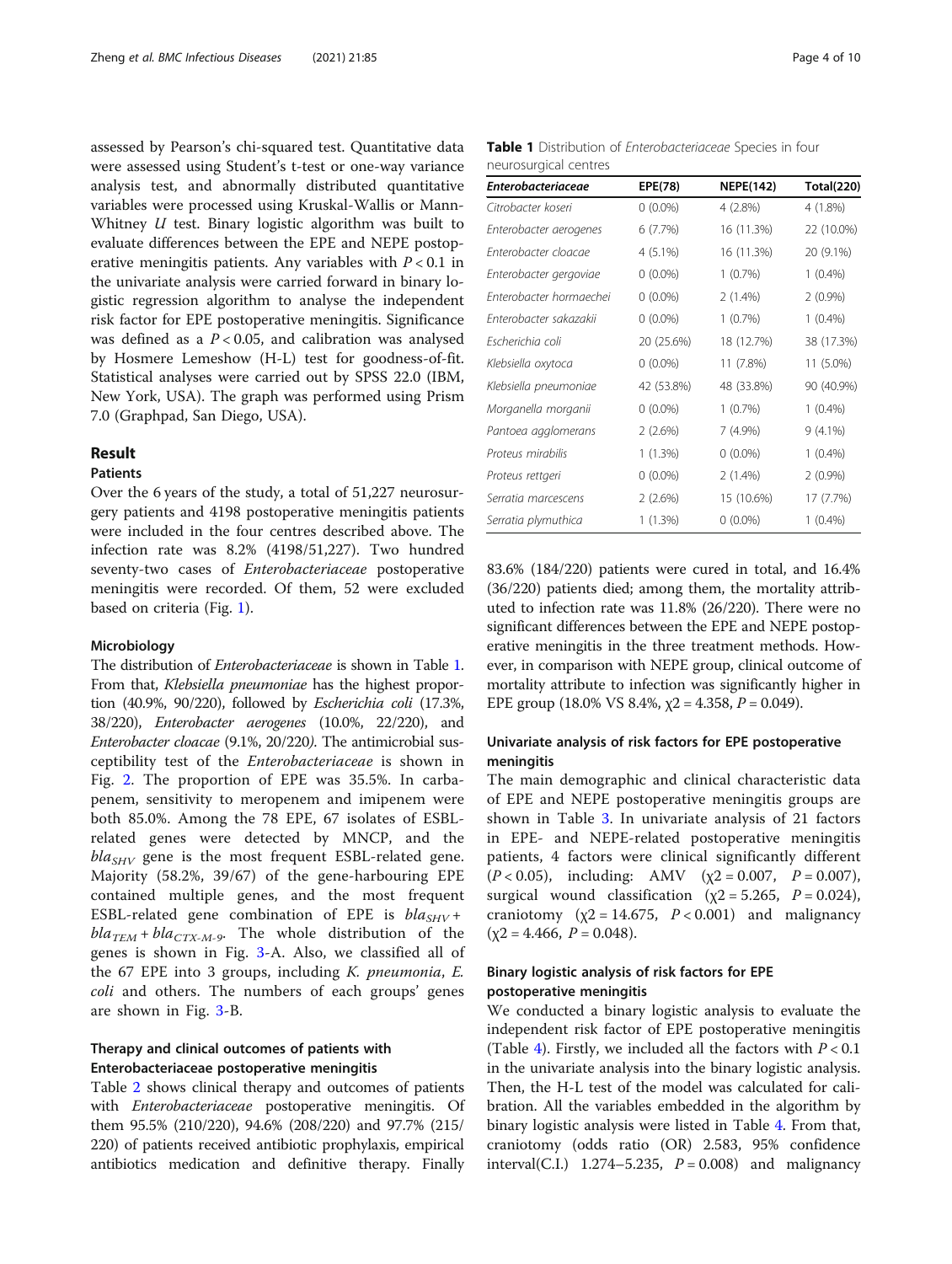assessed by Pearson's chi-squared test. Quantitative data were assessed using Student's t-test or one-way variance analysis test, and abnormally distributed quantitative variables were processed using Kruskal-Wallis or Mann-Whitney *U* test. Binary logistic algorithm was built to evaluate differences between the EPE and NEPE postoperative meningitis patients. Any variables with $P < 0.1$ in the univariate analysis were carried forward in binary logistic regression algorithm to analyse the independent risk factor for EPE postoperative meningitis. Significance was defined as a $P < 0.05$, and calibration was analysed by Hosmere Lemeshow (H-L) test for goodness-of-fit. Statistical analyses were carried out by SPSS 22.0 (IBM, New York, USA). The graph was performed using Prism 7.0 (Graphpad, San Diego, USA).

## Result

### Patients

Over the 6 years of the study, a total of 51,227 neurosurgery patients and 4198 postoperative meningitis patients were included in the four centres described above. The infection rate was 8.2% (4198/51,227). Two hundred seventy-two cases of *Enterobacteriaceae* postoperative meningitis were recorded. Of them, 52 were excluded based on criteria (Fig. 1).

### Microbiology

The distribution of *Enterobacteriaceae* is shown in Table 1. From that, *Klebsiella pneumoniae* has the highest proportion (40.9%, 90/220), followed by *Escherichia coli* (17.3%, 38/220), *Enterobacter aerogenes* (10.0%, 22/220), and *Enterobacter cloacae* (9.1%, 20/220). The antimicrobial susceptibility test of the *Enterobacteriaceae* is shown in Fig. 2. The proportion of EPE was 35.5%. In carbapenem, sensitivity to meropenem and imipenem were both 85.0%. Among the 78 EPE, 67 isolates of ESBL-related genes were detected by MNCP, and the $bla_{SHV}$ gene is the most frequent ESBL-related gene. Majority (58.2%, 39/67) of the gene-harbouring EPE contained multiple genes, and the most frequent ESBL-related gene combination of EPE is $bla_{SHV}$ + $bla_{TEM}$ + $bla_{CTX\text{-}M\text{-}9}$. The whole distribution of the genes is shown in Fig. 3-A. Also, we classified all of the 67 EPE into 3 groups, including *K. pneumonia*, *E. coli* and others. The numbers of each groups' genes are shown in Fig. 3-B.

### Therapy and clinical outcomes of patients with Enterobacteriaceae postoperative meningitis

Table 2 shows clinical therapy and outcomes of patients with *Enterobacteriaceae* postoperative meningitis. Of them 95.5% (210/220), 94.6% (208/220) and 97.7% (215/220) of patients received antibiotic prophylaxis, empirical antibiotics medication and definitive therapy. Finally 83.6% (184/220) patients were cured in total, and 16.4% (36/220) patients died; among them, the mortality attributed to infection rate was 11.8% (26/220). There were no significant differences between the EPE and NEPE postoperative meningitis in the three treatment methods. However, in comparison with NEPE group, clinical outcome of mortality attribute to infection was significantly higher in EPE group (18.0% VS 8.4%, $\chi2 = 4.358$, $P = 0.049$).

**Table 1** Distribution of *Enterobacteriaceae* Species in four neurosurgical centres

| *Enterobacteriaceae* | EPE(78) | NEPE(142) | Total(220) |
|---|---|---|---|
| *Citrobacter koseri* | 0 (0.0%) | 4 (2.8%) | 4 (1.8%) |
| *Enterobacter aerogenes* | 6 (7.7%) | 16 (11.3%) | 22 (10.0%) |
| *Enterobacter cloacae* | 4 (5.1%) | 16 (11.3%) | 20 (9.1%) |
| *Enterobacter gergoviae* | 0 (0.0%) | 1 (0.7%) | 1 (0.4%) |
| *Enterobacter hormaechei* | 0 (0.0%) | 2 (1.4%) | 2 (0.9%) |
| *Enterobacter sakazakii* | 0 (0.0%) | 1 (0.7%) | 1 (0.4%) |
| *Escherichia coli* | 20 (25.6%) | 18 (12.7%) | 38 (17.3%) |
| *Klebsiella oxytoca* | 0 (0.0%) | 11 (7.8%) | 11 (5.0%) |
| *Klebsiella pneumoniae* | 42 (53.8%) | 48 (33.8%) | 90 (40.9%) |
| *Morganella morganii* | 0 (0.0%) | 1 (0.7%) | 1 (0.4%) |
| *Pantoea agglomerans* | 2 (2.6%) | 7 (4.9%) | 9 (4.1%) |
| *Proteus mirabilis* | 1 (1.3%) | 0 (0.0%) | 1 (0.4%) |
| *Proteus rettgeri* | 0 (0.0%) | 2 (1.4%) | 2 (0.9%) |
| *Serratia marcescens* | 2 (2.6%) | 15 (10.6%) | 17 (7.7%) |
| *Serratia plymuthica* | 1 (1.3%) | 0 (0.0%) | 1 (0.4%) |

### Univariate analysis of risk factors for EPE postoperative meningitis

The main demographic and clinical characteristic data of EPE and NEPE postoperative meningitis groups are shown in Table 3. In univariate analysis of 21 factors in EPE- and NEPE-related postoperative meningitis patients, 4 factors were clinical significantly different ($P < 0.05$), including: AMV ($\chi2 = 0.007$, $P = 0.007$), surgical wound classification ($\chi2 = 5.265$, $P = 0.024$), craniotomy ($\chi2 = 14.675$, $P < 0.001$) and malignancy ($\chi2 = 4.466$, $P = 0.048$).

### Binary logistic analysis of risk factors for EPE postoperative meningitis

We conducted a binary logistic analysis to evaluate the independent risk factor of EPE postoperative meningitis (Table 4). Firstly, we included all the factors with $P < 0.1$ in the univariate analysis into the binary logistic analysis. Then, the H-L test of the model was calculated for calibration. All the variables embedded in the algorithm by binary logistic analysis were listed in Table 4. From that, craniotomy (odds ratio (OR) 2.583, 95% confidence interval(C.I.) 1.274–5.235, $P = 0.008$) and malignancy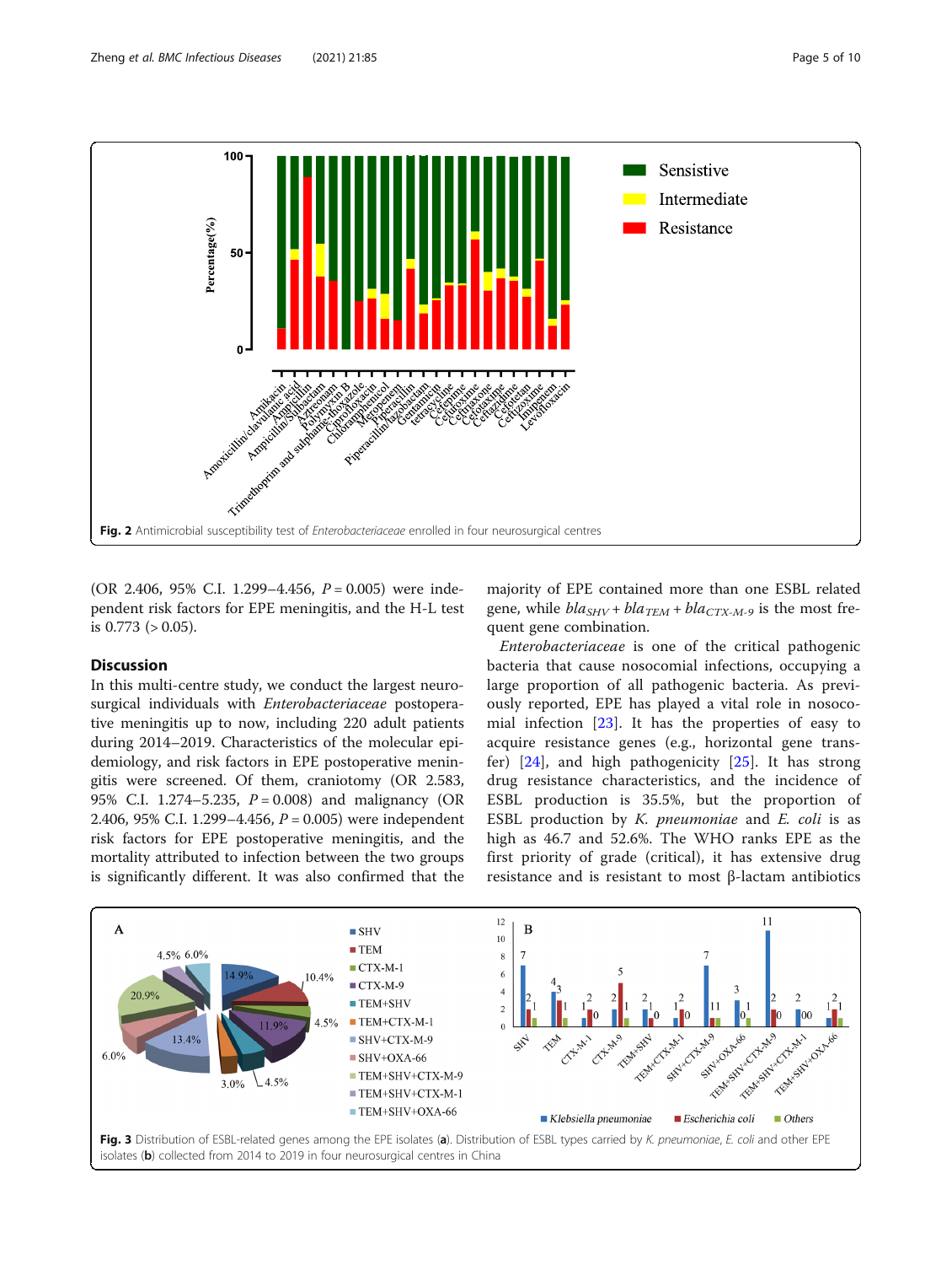Fig. 2 Antimicrobial susceptibility test of *Enterobacteriaceae* enrolled in four neurosurgical centres

(OR 2.406, 95% C.I. 1.299–4.456, $P = 0.005$) were independent risk factors for EPE meningitis, and the H-L test is 0.773 (> 0.05).

## Discussion

In this multi-centre study, we conduct the largest neurosurgical individuals with *Enterobacteriaceae* postoperative meningitis up to now, including 220 adult patients during 2014–2019. Characteristics of the molecular epidemiology, and risk factors in EPE postoperative meningitis were screened. Of them, craniotomy (OR 2.583, 95% C.I. 1.274–5.235, $P = 0.008$) and malignancy (OR 2.406, 95% C.I. 1.299–4.456, $P = 0.005$) were independent risk factors for EPE postoperative meningitis, and the mortality attributed to infection between the two groups is significantly different. It was also confirmed that the majority of EPE contained more than one ESBL related gene, while $bla_{SHV} + bla_{TEM} + bla_{CTX\text{-}M\text{-}9}$ is the most frequent gene combination.

*Enterobacteriaceae* is one of the critical pathogenic bacteria that cause nosocomial infections, occupying a large proportion of all pathogenic bacteria. As previously reported, EPE has played a vital role in nosocomial infection [23]. It has the properties of easy to acquire resistance genes (e.g., horizontal gene transfer) [24], and high pathogenicity [25]. It has strong drug resistance characteristics, and the incidence of ESBL production is 35.5%, but the proportion of ESBL production by *K. pneumoniae* and *E. coli* is as high as 46.7 and 52.6%. The WHO ranks EPE as the first priority of grade (critical), it has extensive drug resistance and is resistant to most β-lactam antibiotics

Fig. 3 Distribution of ESBL-related genes among the EPE isolates (**a**). Distribution of ESBL types carried by *K. pneumoniae*, *E. coli* and other EPE isolates (**b**) collected from 2014 to 2019 in four neurosurgical centres in China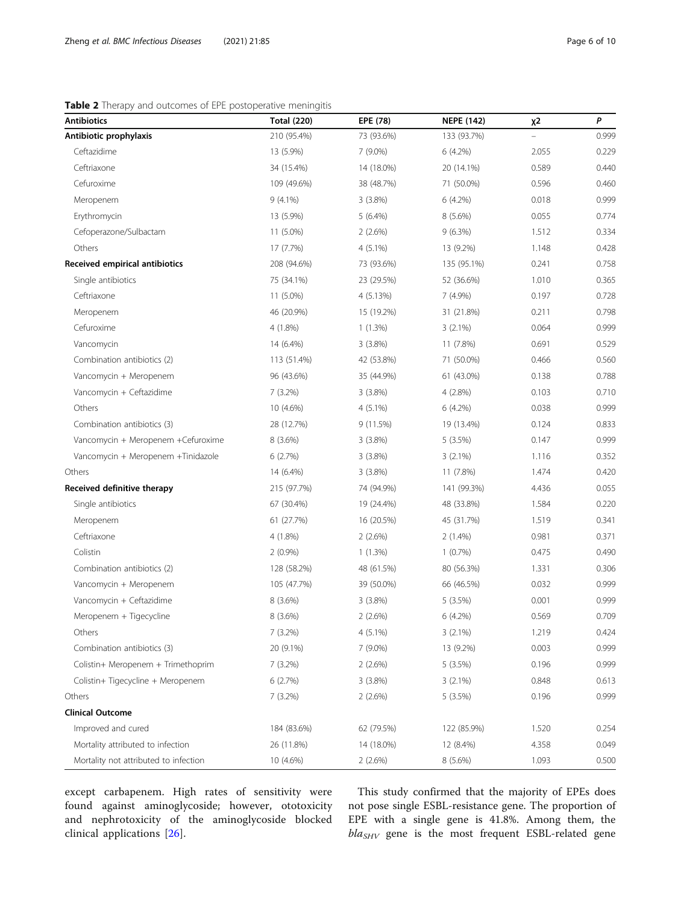**Table 2** Therapy and outcomes of EPE postoperative meningitis

| Antibiotics | Total (220) | EPE (78) | NEPE (142) | χ2 | P |
|---|---|---|---|---|---|
| **Antibiotic prophylaxis** | 210 (95.4%) | 73 (93.6%) | 133 (93.7%) | – | 0.999 |
| Ceftazidime | 13 (5.9%) | 7 (9.0%) | 6 (4.2%) | 2.055 | 0.229 |
| Ceftriaxone | 34 (15.4%) | 14 (18.0%) | 20 (14.1%) | 0.589 | 0.440 |
| Cefuroxime | 109 (49.6%) | 38 (48.7%) | 71 (50.0%) | 0.596 | 0.460 |
| Meropenem | 9 (4.1%) | 3 (3.8%) | 6 (4.2%) | 0.018 | 0.999 |
| Erythromycin | 13 (5.9%) | 5 (6.4%) | 8 (5.6%) | 0.055 | 0.774 |
| Cefoperazone/Sulbactam | 11 (5.0%) | 2 (2.6%) | 9 (6.3%) | 1.512 | 0.334 |
| Others | 17 (7.7%) | 4 (5.1%) | 13 (9.2%) | 1.148 | 0.428 |
| **Received empirical antibiotics** | 208 (94.6%) | 73 (93.6%) | 135 (95.1%) | 0.241 | 0.758 |
| Single antibiotics | 75 (34.1%) | 23 (29.5%) | 52 (36.6%) | 1.010 | 0.365 |
| Ceftriaxone | 11 (5.0%) | 4 (5.13%) | 7 (4.9%) | 0.197 | 0.728 |
| Meropenem | 46 (20.9%) | 15 (19.2%) | 31 (21.8%) | 0.211 | 0.798 |
| Cefuroxime | 4 (1.8%) | 1 (1.3%) | 3 (2.1%) | 0.064 | 0.999 |
| Vancomycin | 14 (6.4%) | 3 (3.8%) | 11 (7.8%) | 0.691 | 0.529 |
| Combination antibiotics (2) | 113 (51.4%) | 42 (53.8%) | 71 (50.0%) | 0.466 | 0.560 |
| Vancomycin + Meropenem | 96 (43.6%) | 35 (44.9%) | 61 (43.0%) | 0.138 | 0.788 |
| Vancomycin + Ceftazidime | 7 (3.2%) | 3 (3.8%) | 4 (2.8%) | 0.103 | 0.710 |
| Others | 10 (4.6%) | 4 (5.1%) | 6 (4.2%) | 0.038 | 0.999 |
| Combination antibiotics (3) | 28 (12.7%) | 9 (11.5%) | 19 (13.4%) | 0.124 | 0.833 |
| Vancomycin + Meropenem +Cefuroxime | 8 (3.6%) | 3 (3.8%) | 5 (3.5%) | 0.147 | 0.999 |
| Vancomycin + Meropenem +Tinidazole | 6 (2.7%) | 3 (3.8%) | 3 (2.1%) | 1.116 | 0.352 |
| Others | 14 (6.4%) | 3 (3.8%) | 11 (7.8%) | 1.474 | 0.420 |
| **Received definitive therapy** | 215 (97.7%) | 74 (94.9%) | 141 (99.3%) | 4.436 | 0.055 |
| Single antibiotics | 67 (30.4%) | 19 (24.4%) | 48 (33.8%) | 1.584 | 0.220 |
| Meropenem | 61 (27.7%) | 16 (20.5%) | 45 (31.7%) | 1.519 | 0.341 |
| Ceftriaxone | 4 (1.8%) | 2 (2.6%) | 2 (1.4%) | 0.981 | 0.371 |
| Colistin | 2 (0.9%) | 1 (1.3%) | 1 (0.7%) | 0.475 | 0.490 |
| Combination antibiotics (2) | 128 (58.2%) | 48 (61.5%) | 80 (56.3%) | 1.331 | 0.306 |
| Vancomycin + Meropenem | 105 (47.7%) | 39 (50.0%) | 66 (46.5%) | 0.032 | 0.999 |
| Vancomycin + Ceftazidime | 8 (3.6%) | 3 (3.8%) | 5 (3.5%) | 0.001 | 0.999 |
| Meropenem + Tigecycline | 8 (3.6%) | 2 (2.6%) | 6 (4.2%) | 0.569 | 0.709 |
| Others | 7 (3.2%) | 4 (5.1%) | 3 (2.1%) | 1.219 | 0.424 |
| Combination antibiotics (3) | 20 (9.1%) | 7 (9.0%) | 13 (9.2%) | 0.003 | 0.999 |
| Colistin+ Meropenem + Trimethoprim | 7 (3.2%) | 2 (2.6%) | 5 (3.5%) | 0.196 | 0.999 |
| Colistin+ Tigecycline + Meropenem | 6 (2.7%) | 3 (3.8%) | 3 (2.1%) | 0.848 | 0.613 |
| Others | 7 (3.2%) | 2 (2.6%) | 5 (3.5%) | 0.196 | 0.999 |
| **Clinical Outcome** | | | | | |
| Improved and cured | 184 (83.6%) | 62 (79.5%) | 122 (85.9%) | 1.520 | 0.254 |
| Mortality attributed to infection | 26 (11.8%) | 14 (18.0%) | 12 (8.4%) | 4.358 | 0.049 |
| Mortality not attributed to infection | 10 (4.6%) | 2 (2.6%) | 8 (5.6%) | 1.093 | 0.500 |

except carbapenem. High rates of sensitivity were found against aminoglycoside; however, ototoxicity and nephrotoxicity of the aminoglycoside blocked clinical applications [26].

This study confirmed that the majority of EPEs does not pose single ESBL-resistance gene. The proportion of EPE with a single gene is 41.8%. Among them, the $bla_{SHV}$ gene is the most frequent ESBL-related gene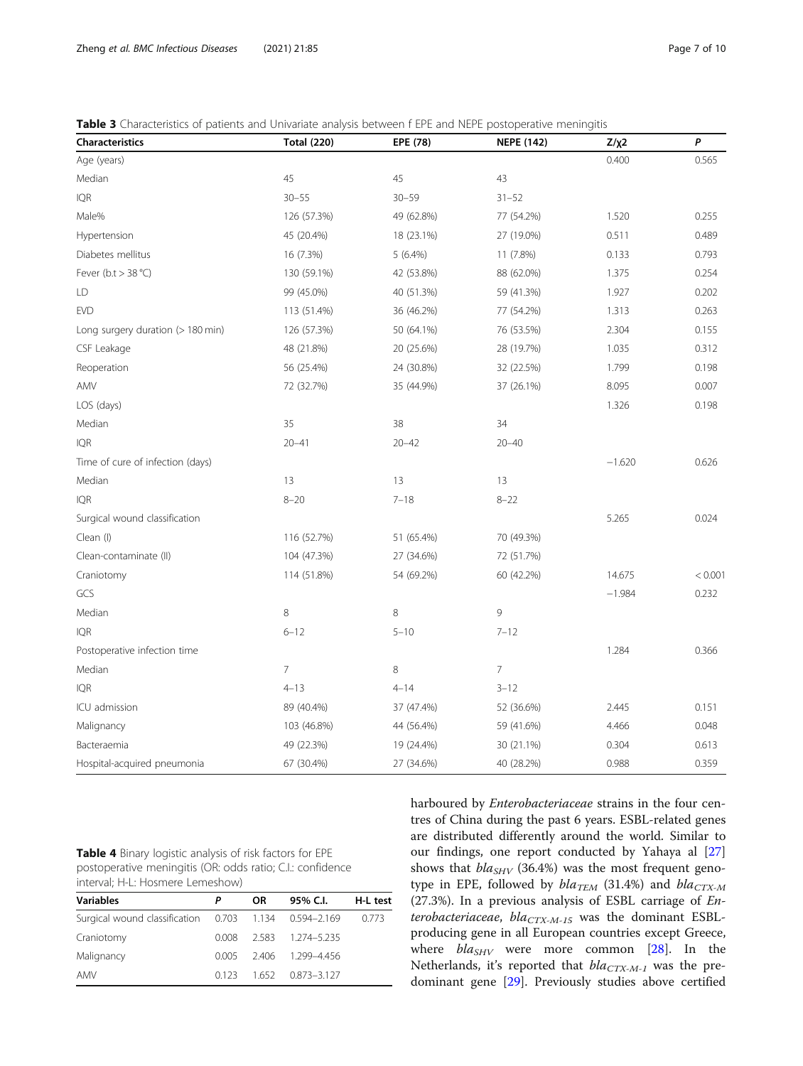**Table 3** Characteristics of patients and Univariate analysis between f EPE and NEPE postoperative meningitis

| Characteristics | Total (220) | EPE (78) | NEPE (142) | Z/χ2 | *P* |
|---|---|---|---|---|---|
| Age (years) | | | | 0.400 | 0.565 |
| Median | 45 | 45 | 43 | | |
| IQR | 30–55 | 30–59 | 31–52 | | |
| Male% | 126 (57.3%) | 49 (62.8%) | 77 (54.2%) | 1.520 | 0.255 |
| Hypertension | 45 (20.4%) | 18 (23.1%) | 27 (19.0%) | 0.511 | 0.489 |
| Diabetes mellitus | 16 (7.3%) | 5 (6.4%) | 11 (7.8%) | 0.133 | 0.793 |
| Fever (b.t > 38 °C) | 130 (59.1%) | 42 (53.8%) | 88 (62.0%) | 1.375 | 0.254 |
| LD | 99 (45.0%) | 40 (51.3%) | 59 (41.3%) | 1.927 | 0.202 |
| EVD | 113 (51.4%) | 36 (46.2%) | 77 (54.2%) | 1.313 | 0.263 |
| Long surgery duration (> 180 min) | 126 (57.3%) | 50 (64.1%) | 76 (53.5%) | 2.304 | 0.155 |
| CSF Leakage | 48 (21.8%) | 20 (25.6%) | 28 (19.7%) | 1.035 | 0.312 |
| Reoperation | 56 (25.4%) | 24 (30.8%) | 32 (22.5%) | 1.799 | 0.198 |
| AMV | 72 (32.7%) | 35 (44.9%) | 37 (26.1%) | 8.095 | 0.007 |
| LOS (days) | | | | 1.326 | 0.198 |
| Median | 35 | 38 | 34 | | |
| IQR | 20–41 | 20–42 | 20–40 | | |
| Time of cure of infection (days) | | | | −1.620 | 0.626 |
| Median | 13 | 13 | 13 | | |
| IQR | 8–20 | 7–18 | 8–22 | | |
| Surgical wound classification | | | | 5.265 | 0.024 |
| Clean (I) | 116 (52.7%) | 51 (65.4%) | 70 (49.3%) | | |
| Clean-contaminate (II) | 104 (47.3%) | 27 (34.6%) | 72 (51.7%) | | |
| Craniotomy | 114 (51.8%) | 54 (69.2%) | 60 (42.2%) | 14.675 | < 0.001 |
| GCS | | | | −1.984 | 0.232 |
| Median | 8 | 8 | 9 | | |
| IQR | 6–12 | 5–10 | 7–12 | | |
| Postoperative infection time | | | | 1.284 | 0.366 |
| Median | 7 | 8 | 7 | | |
| IQR | 4–13 | 4–14 | 3–12 | | |
| ICU admission | 89 (40.4%) | 37 (47.4%) | 52 (36.6%) | 2.445 | 0.151 |
| Malignancy | 103 (46.8%) | 44 (56.4%) | 59 (41.6%) | 4.466 | 0.048 |
| Bacteraemia | 49 (22.3%) | 19 (24.4%) | 30 (21.1%) | 0.304 | 0.613 |
| Hospital-acquired pneumonia | 67 (30.4%) | 27 (34.6%) | 40 (28.2%) | 0.988 | 0.359 |

**Table 4** Binary logistic analysis of risk factors for EPE postoperative meningitis (OR: odds ratio; C.I.: confidence interval; H-L: Hosmere Lemeshow)

| Variables | *P* | OR | 95% C.I. | H-L test |
|---|---|---|---|---|
| Surgical wound classification | 0.703 | 1.134 | 0.594–2.169 | 0.773 |
| Craniotomy | 0.008 | 2.583 | 1.274–5.235 | |
| Malignancy | 0.005 | 2.406 | 1.299–4.456 | |
| AMV | 0.123 | 1.652 | 0.873–3.127 | |

harboured by *Enterobacteriaceae* strains in the four centres of China during the past 6 years. ESBL-related genes are distributed differently around the world. Similar to our findings, one report conducted by Yahaya al [27] shows that $bla_{SHV}$ (36.4%) was the most frequent genotype in EPE, followed by $bla_{TEM}$ (31.4%) and $bla_{CTX\text{-}M}$ (27.3%). In a previous analysis of ESBL carriage of *Enterobacteriaceae*, $bla_{CTX\text{-}M\text{-}15}$ was the dominant ESBL-producing gene in all European countries except Greece, where $bla_{SHV}$ were more common [28]. In the Netherlands, it's reported that $bla_{CTX\text{-}M\text{-}1}$ was the predominant gene [29]. Previously studies above certified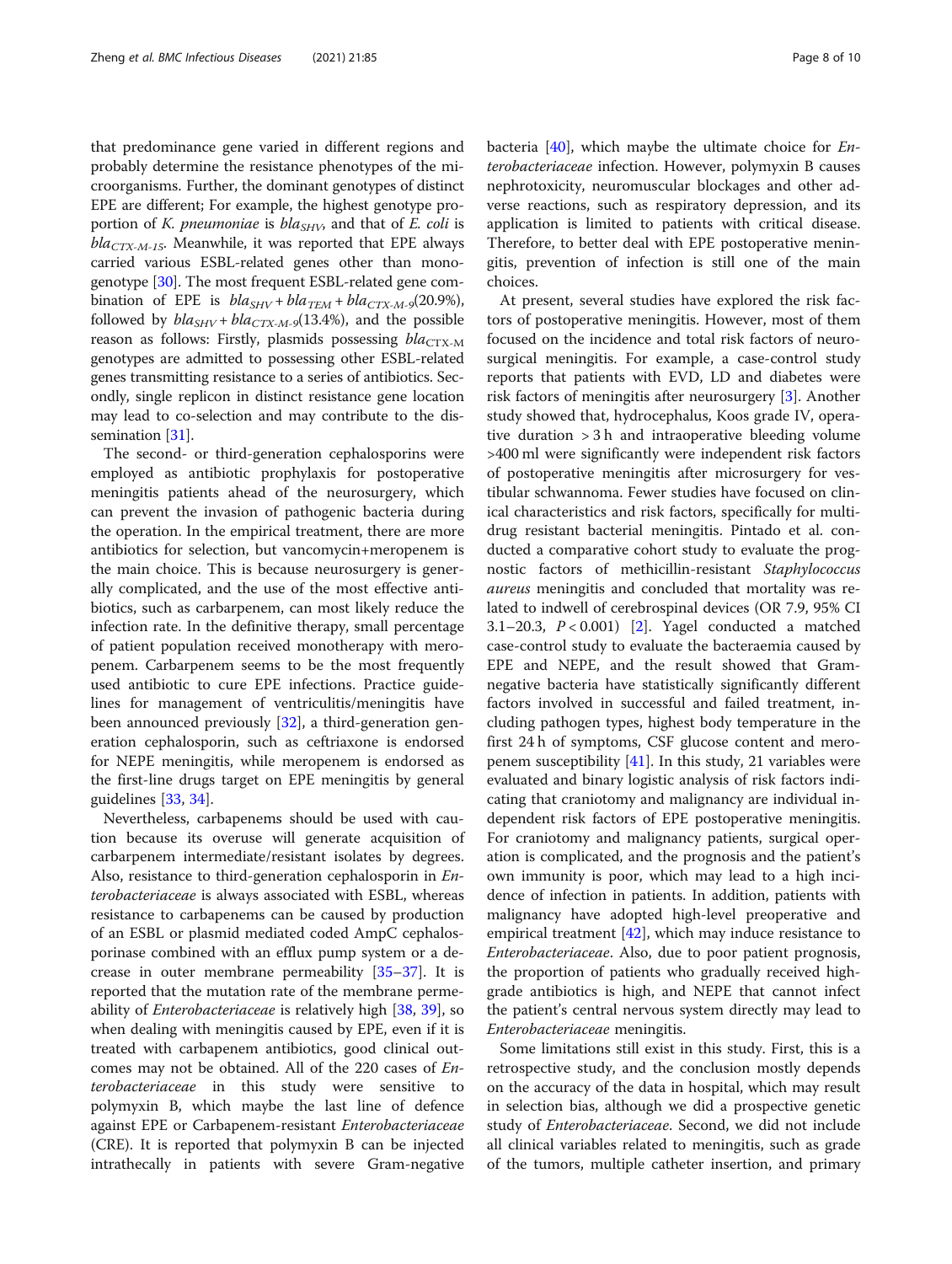that predominance gene varied in different regions and probably determine the resistance phenotypes of the microorganisms. Further, the dominant genotypes of distinct EPE are different; For example, the highest genotype proportion of *K. pneumoniae* is $bla_{SHV}$, and that of *E. coli* is $bla_{CTX\text{-}M\text{-}15}$. Meanwhile, it was reported that EPE always carried various ESBL-related genes other than monogenotype [30]. The most frequent ESBL-related gene combination of EPE is $bla_{SHV} + bla_{TEM} + bla_{CTX\text{-}M\text{-}9}$(20.9%), followed by $bla_{SHV} + bla_{CTX\text{-}M\text{-}9}$(13.4%), and the possible reason as follows: Firstly, plasmids possessing $bla_{CTX\text{-}M}$ genotypes are admitted to possessing other ESBL-related genes transmitting resistance to a series of antibiotics. Secondly, single replicon in distinct resistance gene location may lead to co-selection and may contribute to the dissemination [31].

The second- or third-generation cephalosporins were employed as antibiotic prophylaxis for postoperative meningitis patients ahead of the neurosurgery, which can prevent the invasion of pathogenic bacteria during the operation. In the empirical treatment, there are more antibiotics for selection, but vancomycin+meropenem is the main choice. This is because neurosurgery is generally complicated, and the use of the most effective antibiotics, such as carbarpenem, can most likely reduce the infection rate. In the definitive therapy, small percentage of patient population received monotherapy with meropenem. Carbarpenem seems to be the most frequently used antibiotic to cure EPE infections. Practice guidelines for management of ventriculitis/meningitis have been announced previously [32], a third-generation generation cephalosporin, such as ceftriaxone is endorsed for NEPE meningitis, while meropenem is endorsed as the first-line drugs target on EPE meningitis by general guidelines [33, 34].

Nevertheless, carbapenems should be used with caution because its overuse will generate acquisition of carbarpenem intermediate/resistant isolates by degrees. Also, resistance to third-generation cephalosporin in *Enterobacteriaceae* is always associated with ESBL, whereas resistance to carbapenems can be caused by production of an ESBL or plasmid mediated coded AmpC cephalosporinase combined with an efflux pump system or a decrease in outer membrane permeability [35–37]. It is reported that the mutation rate of the membrane permeability of *Enterobacteriaceae* is relatively high [38, 39], so when dealing with meningitis caused by EPE, even if it is treated with carbapenem antibiotics, good clinical outcomes may not be obtained. All of the 220 cases of *Enterobacteriaceae* in this study were sensitive to polymyxin B, which maybe the last line of defence against EPE or Carbapenem-resistant *Enterobacteriaceae* (CRE). It is reported that polymyxin B can be injected intrathecally in patients with severe Gram-negative bacteria [40], which maybe the ultimate choice for *Enterobacteriaceae* infection. However, polymyxin B causes nephrotoxicity, neuromuscular blockages and other adverse reactions, such as respiratory depression, and its application is limited to patients with critical disease. Therefore, to better deal with EPE postoperative meningitis, prevention of infection is still one of the main choices.

At present, several studies have explored the risk factors of postoperative meningitis. However, most of them focused on the incidence and total risk factors of neurosurgical meningitis. For example, a case-control study reports that patients with EVD, LD and diabetes were risk factors of meningitis after neurosurgery [3]. Another study showed that, hydrocephalus, Koos grade IV, operative duration > 3 h and intraoperative bleeding volume >400 ml were significantly were independent risk factors of postoperative meningitis after microsurgery for vestibular schwannoma. Fewer studies have focused on clinical characteristics and risk factors, specifically for multidrug resistant bacterial meningitis. Pintado et al. conducted a comparative cohort study to evaluate the prognostic factors of methicillin-resistant *Staphylococcus aureus* meningitis and concluded that mortality was related to indwell of cerebrospinal devices (OR 7.9, 95% CI 3.1–20.3, $P < 0.001$) [2]. Yagel conducted a matched case-control study to evaluate the bacteraemia caused by EPE and NEPE, and the result showed that Gram-negative bacteria have statistically significantly different factors involved in successful and failed treatment, including pathogen types, highest body temperature in the first 24 h of symptoms, CSF glucose content and meropenem susceptibility [41]. In this study, 21 variables were evaluated and binary logistic analysis of risk factors indicating that craniotomy and malignancy are individual independent risk factors of EPE postoperative meningitis. For craniotomy and malignancy patients, surgical operation is complicated, and the prognosis and the patient's own immunity is poor, which may lead to a high incidence of infection in patients. In addition, patients with malignancy have adopted high-level preoperative and empirical treatment [42], which may induce resistance to *Enterobacteriaceae*. Also, due to poor patient prognosis, the proportion of patients who gradually received high-grade antibiotics is high, and NEPE that cannot infect the patient's central nervous system directly may lead to *Enterobacteriaceae* meningitis.

Some limitations still exist in this study. First, this is a retrospective study, and the conclusion mostly depends on the accuracy of the data in hospital, which may result in selection bias, although we did a prospective genetic study of *Enterobacteriaceae*. Second, we did not include all clinical variables related to meningitis, such as grade of the tumors, multiple catheter insertion, and primary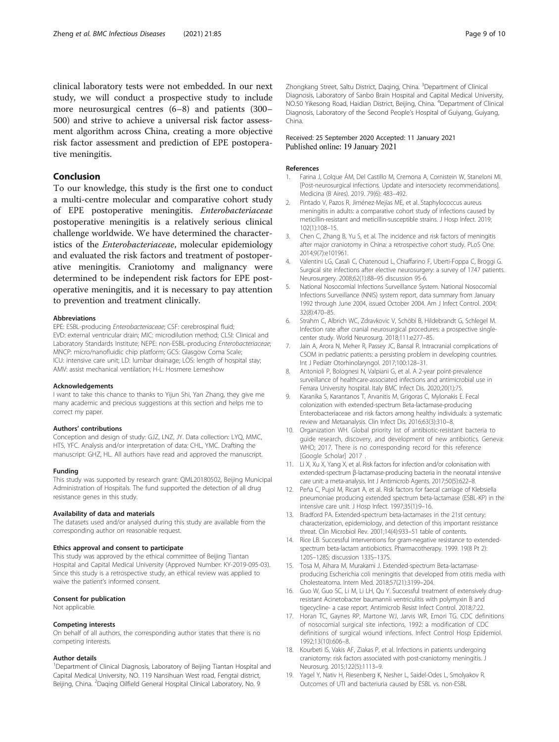clinical laboratory tests were not embedded. In our next study, we will conduct a prospective study to include more neurosurgical centres (6–8) and patients (300–500) and strive to achieve a universal risk factor assessment algorithm across China, creating a more objective risk factor assessment and prediction of EPE postoperative meningitis.

## Conclusion

To our knowledge, this study is the first one to conduct a multi-centre molecular and comparative cohort study of EPE postoperative meningitis. *Enterobacteriaceae* postoperative meningitis is a relatively serious clinical challenge worldwide. We have determined the characteristics of the *Enterobacteriaceae*, molecular epidemiology and evaluated the risk factors and treatment of postoperative meningitis. Craniotomy and malignancy were determined to be independent risk factors for EPE postoperative meningitis, and it is necessary to pay attention to prevention and treatment clinically.

#### Abbreviations

EPE: ESBL-producing *Enterobacteriaceae*; CSF: cerebrospinal fluid; EVD: external ventricular drain; MIC: microdilution method; CLSI: Clinical and Laboratory Standards Institute; NEPE: non-ESBL-producing *Enterobacteriaceae*; MNCP: micro/nanofluidic chip platform; GCS: Glasgow Coma Scale; ICU: intensive care unit; LD: lumbar drainage; LOS: length of hospital stay; AMV: assist mechanical ventilation; H-L: Hosmere Lemeshow

#### Acknowledgements

I want to take this chance to thanks to Yijun Shi, Yan Zhang, they give me many academic and precious suggestions at this section and helps me to correct my paper.

#### Authors' contributions

Conception and design of study: GJZ, LNZ, JY. Data collection: LYQ, MMC, HTS, YFC. Analysis and/or interpretation of data: CHL, YMC. Drafting the manuscript: GHZ, HL. All authors have read and approved the manuscript.

#### Funding

This study was supported by research grant: QML20180502, Beijing Municipal Administration of Hospitals. The fund supported the detection of all drug resistance genes in this study.

#### Availability of data and materials

The datasets used and/or analysed during this study are available from the corresponding author on reasonable request.

#### Ethics approval and consent to participate

This study was approved by the ethical committee of Beijing Tiantan Hospital and Capital Medical University (Approved Number: KY-2019-095-03). Since this study is a retrospective study, an ethical review was applied to waive the patient's informed consent.

#### Consent for publication

Not applicable.

#### Competing interests

On behalf of all authors, the corresponding author states that there is no competing interests.

#### Author details

[1]Department of Clinical Diagnosis, Laboratory of Beijing Tiantan Hospital and Capital Medical University, NO. 119 Nansihuan West road, Fengtai district, Beijing, China. [2]Daqing Oilfield General Hospital Clinical Laboratory, No. 9 Zhongkang Street, Saltu District, Daqing, China. [3]Department of Clinical Diagnosis, Laboratory of Sanbo Brain Hospital and Capital Medical University, NO.50 Yikesong Road, Haidian District, Beijing, China. [4]Department of Clinical Diagnosis, Laboratory of the Second People's Hospital of Guiyang, Guiyang, China.

Received: 25 September 2020 Accepted: 11 January 2021
Published online: 19 January 2021

#### References

1. Farina J, Colque ÁM, Del Castillo M, Cremona A, Cornistein W, Staneloni MI. [Post-neurosurgical infections. Update and intersociety recommendations]. Medicina (B Aires). 2019. 79(6): 483–492.
2. Pintado V, Pazos R, Jiménez-Mejías ME, et al. Staphylococcus aureus meningitis in adults: a comparative cohort study of infections caused by meticillin-resistant and meticillin-susceptible strains. J Hosp Infect. 2019; 102(1):108–15.
3. Chen C, Zhang B, Yu S, et al. The incidence and risk factors of meningitis after major craniotomy in China: a retrospective cohort study. PLoS One. 2014;9(7):e101961.
4. Valentini LG, Casali C, Chatenoud L, Chiaffarino F, Uberti-Foppa C, Broggi G. Surgical site infections after elective neurosurgery: a survey of 1747 patients. Neurosurgery. 2008;62(1):88–95 discussion 95-6.
5. National Nosocomial Infections Surveillance System. National Nosocomial Infections Surveillance (NNIS) system report, data summary from January 1992 through June 2004, issued October 2004. Am J Infect Control. 2004; 32(8):470–85.
6. Strahm C, Albrich WC, Zdravkovic V, Schöbi B, Hildebrandt G, Schlegel M. Infection rate after cranial neurosurgical procedures: a prospective single-center study. World Neurosurg. 2018;111:e277–85.
7. Jain A, Arora N, Meher R, Passey JC, Bansal R. Intracranial complications of CSOM in pediatric patients: a persisting problem in developing countries. Int J Pediatr Otorhinolaryngol. 2017;100:128–31.
8. Antonioli P, Bolognesi N, Valpiani G, et al. A 2-year point-prevalence surveillance of healthcare-associated infections and antimicrobial use in Ferrara University hospital. Italy BMC Infect Dis. 2020;20(1):75.
9. Karanika S, Karantanos T, Arvanitis M, Grigoras C, Mylonakis E. Fecal colonization with extended-spectrum Beta-lactamase-producing Enterobacteriaceae and risk factors among healthy individuals: a systematic review and Metaanalysis. Clin Infect Dis. 2016;63(3):310–8.
10. Organization WH. Global priority list of antibiotic-resistant bacteria to guide research, discovery, and development of new antibiotics. Geneva: WHO; 2017. There is no corresponding record for this reference [Google Scholar] 2017 .
11. Li X, Xu X, Yang X, et al. Risk factors for infection and/or colonisation with extended-spectrum β-lactamase-producing bacteria in the neonatal intensive care unit: a meta-analysis. Int J Antimicrob Agents. 2017;50(5):622–8.
12. Peña C, Pujol M, Ricart A, et al. Risk factors for faecal carriage of Klebsiella pneumoniae producing extended spectrum beta-lactamase (ESBL-KP) in the intensive care unit. J Hosp Infect. 1997;35(1):9–16.
13. Bradford PA. Extended-spectrum beta-lactamases in the 21st century: characterization, epidemiology, and detection of this important resistance threat. Clin Microbiol Rev. 2001;14(4):933–51 table of contents.
14. Rice LB. Successful interventions for gram-negative resistance to extended-spectrum beta-lactam antibiotics. Pharmacotherapy. 1999. 19(8 Pt 2): 120S–128S; discussion 133S–137S.
15. Tosa M, Aihara M, Murakami J. Extended-spectrum Beta-lactamase-producing Escherichia coli meningitis that developed from otitis media with Cholesteatoma. Intern Med. 2018;57(21):3199–204.
16. Guo W, Guo SC, Li M, Li LH, Qu Y. Successful treatment of extensively drug-resistant Acinetobacter baumannii ventriculitis with polymyxin B and tigecycline- a case report. Antimicrob Resist Infect Control. 2018;7:22.
17. Horan TC, Gaynes RP, Martone WJ, Jarvis WR, Emori TG. CDC definitions of nosocomial surgical site infections, 1992: a modification of CDC definitions of surgical wound infections. Infect Control Hosp Epidemiol. 1992;13(10):606–8.
18. Kourbeti IS, Vakis AF, Ziakas P, et al. Infections in patients undergoing craniotomy: risk factors associated with post-craniotomy meningitis. J Neurosurg. 2015;122(5):1113–9.
19. Yagel Y, Nativ H, Riesenberg K, Nesher L, Saidel-Odes L, Smolyakov R. Outcomes of UTI and bacteriuria caused by ESBL vs. non-ESBL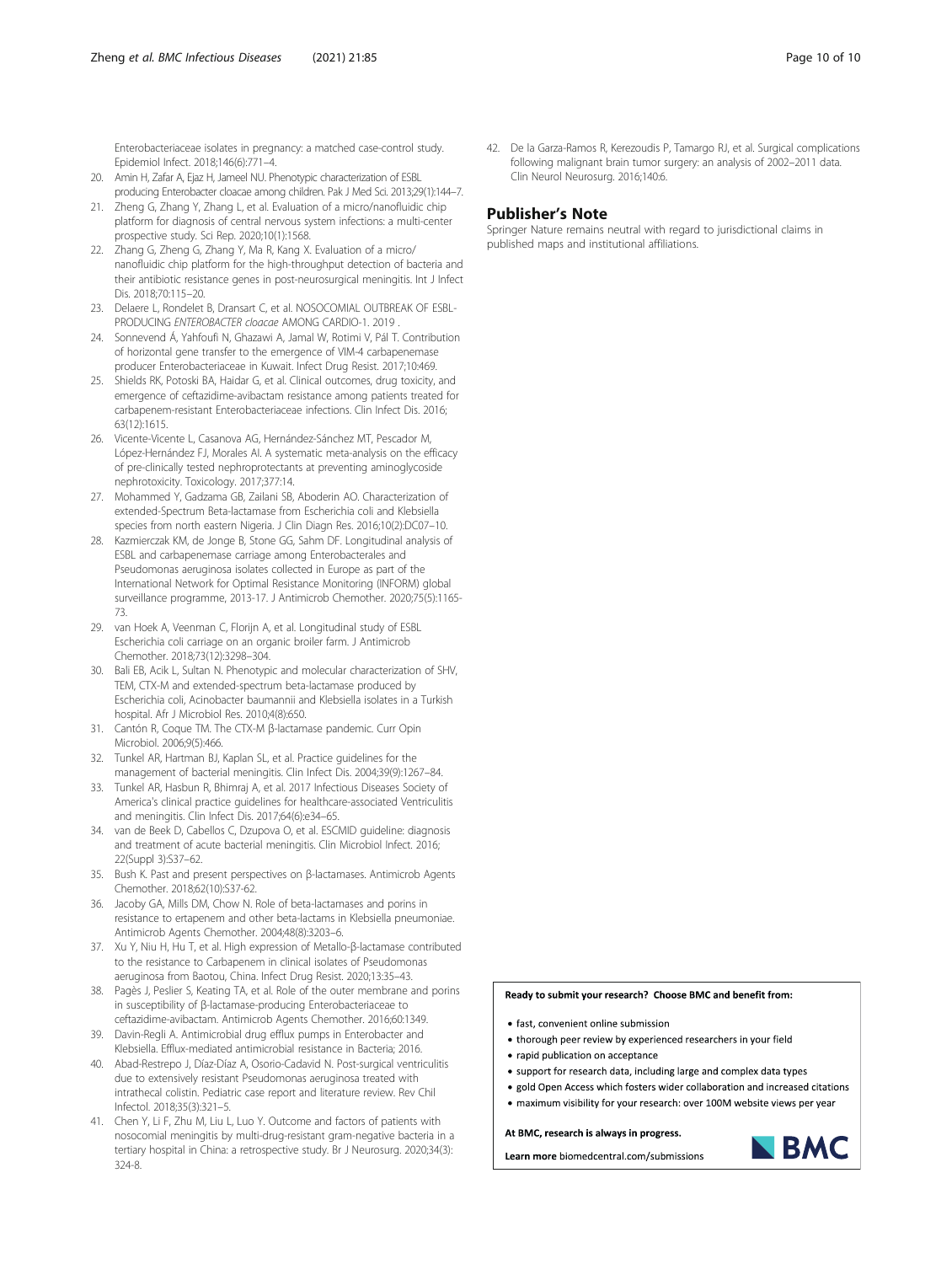Enterobacteriaceae isolates in pregnancy: a matched case-control study. Epidemiol Infect. 2018;146(6):771–4.

20. Amin H, Zafar A, Ejaz H, Jameel NU. Phenotypic characterization of ESBL producing Enterobacter cloacae among children. Pak J Med Sci. 2013;29(1):144–7.
21. Zheng G, Zhang Y, Zhang L, et al. Evaluation of a micro/nanofluidic chip platform for diagnosis of central nervous system infections: a multi-center prospective study. Sci Rep. 2020;10(1):1568.
22. Zhang G, Zheng G, Zhang Y, Ma R, Kang X. Evaluation of a micro/nanofluidic chip platform for the high-throughput detection of bacteria and their antibiotic resistance genes in post-neurosurgical meningitis. Int J Infect Dis. 2018;70:115–20.
23. Delaere L, Rondelet B, Dransart C, et al. NOSOCOMIAL OUTBREAK OF ESBL-PRODUCING *ENTEROBACTER cloacae* AMONG CARDIO-1. 2019 .
24. Sonnevend Á, Yahfoufi N, Ghazawi A, Jamal W, Rotimi V, Pál T. Contribution of horizontal gene transfer to the emergence of VIM-4 carbapenemase producer Enterobacteriaceae in Kuwait. Infect Drug Resist. 2017;10:469.
25. Shields RK, Potoski BA, Haidar G, et al. Clinical outcomes, drug toxicity, and emergence of ceftazidime-avibactam resistance among patients treated for carbapenem-resistant Enterobacteriaceae infections. Clin Infect Dis. 2016; 63(12):1615.
26. Vicente-Vicente L, Casanova AG, Hernández-Sánchez MT, Pescador M, López-Hernández FJ, Morales AI. A systematic meta-analysis on the efficacy of pre-clinically tested nephroprotectants at preventing aminoglycoside nephrotoxicity. Toxicology. 2017;377:14.
27. Mohammed Y, Gadzama GB, Zailani SB, Aboderin AO. Characterization of extended-Spectrum Beta-lactamase from Escherichia coli and Klebsiella species from north eastern Nigeria. J Clin Diagn Res. 2016;10(2):DC07–10.
28. Kazmierczak KM, de Jonge B, Stone GG, Sahm DF. Longitudinal analysis of ESBL and carbapenemase carriage among Enterobacterales and Pseudomonas aeruginosa isolates collected in Europe as part of the International Network for Optimal Resistance Monitoring (INFORM) global surveillance programme, 2013-17. J Antimicrob Chemother. 2020;75(5):1165-73.
29. van Hoek A, Veenman C, Florijn A, et al. Longitudinal study of ESBL Escherichia coli carriage on an organic broiler farm. J Antimicrob Chemother. 2018;73(12):3298–304.
30. Bali EB, Acik L, Sultan N. Phenotypic and molecular characterization of SHV, TEM, CTX-M and extended-spectrum beta-lactamase produced by Escherichia coli, Acinobacter baumannii and Klebsiella isolates in a Turkish hospital. Afr J Microbiol Res. 2010;4(8):650.
31. Cantón R, Coque TM. The CTX-M β-lactamase pandemic. Curr Opin Microbiol. 2006;9(5):466.
32. Tunkel AR, Hartman BJ, Kaplan SL, et al. Practice guidelines for the management of bacterial meningitis. Clin Infect Dis. 2004;39(9):1267–84.
33. Tunkel AR, Hasbun R, Bhimraj A, et al. 2017 Infectious Diseases Society of America's clinical practice guidelines for healthcare-associated Ventriculitis and meningitis. Clin Infect Dis. 2017;64(6):e34–65.
34. van de Beek D, Cabellos C, Dzupova O, et al. ESCMID guideline: diagnosis and treatment of acute bacterial meningitis. Clin Microbiol Infect. 2016; 22(Suppl 3):S37–62.
35. Bush K. Past and present perspectives on β-lactamases. Antimicrob Agents Chemother. 2018;62(10):S37-62.
36. Jacoby GA, Mills DM, Chow N. Role of beta-lactamases and porins in resistance to ertapenem and other beta-lactams in Klebsiella pneumoniae. Antimicrob Agents Chemother. 2004;48(8):3203–6.
37. Xu Y, Niu H, Hu T, et al. High expression of Metallo-β-lactamase contributed to the resistance to Carbapenem in clinical isolates of Pseudomonas aeruginosa from Baotou, China. Infect Drug Resist. 2020;13:35–43.
38. Pagès J, Peslier S, Keating TA, et al. Role of the outer membrane and porins in susceptibility of β-lactamase-producing Enterobacteriaceae to ceftazidime-avibactam. Antimicrob Agents Chemother. 2016;60:1349.
39. Davin-Regli A. Antimicrobial drug efflux pumps in Enterobacter and Klebsiella. Efflux-mediated antimicrobial resistance in Bacteria; 2016.
40. Abad-Restrepo J, Díaz-Díaz A, Osorio-Cadavid N. Post-surgical ventriculitis due to extensively resistant Pseudomonas aeruginosa treated with intrathecal colistin. Pediatric case report and literature review. Rev Chil Infectol. 2018;35(3):321–5.
41. Chen Y, Li F, Zhu M, Liu L, Luo Y. Outcome and factors of patients with nosocomial meningitis by multi-drug-resistant gram-negative bacteria in a tertiary hospital in China: a retrospective study. Br J Neurosurg. 2020;34(3): 324-8.
42. De la Garza-Ramos R, Kerezoudis P, Tamargo RJ, et al. Surgical complications following malignant brain tumor surgery: an analysis of 2002–2011 data. Clin Neurol Neurosurg. 2016;140:6.

## Publisher's Note

Springer Nature remains neutral with regard to jurisdictional claims in published maps and institutional affiliations.

**Ready to submit your research? Choose BMC and benefit from:**

- fast, convenient online submission
- thorough peer review by experienced researchers in your field
- rapid publication on acceptance
- support for research data, including large and complex data types
- gold Open Access which fosters wider collaboration and increased citations
- maximum visibility for your research: over 100M website views per year

**At BMC, research is always in progress.**

**Learn more** biomedcentral.com/submissions

BMC